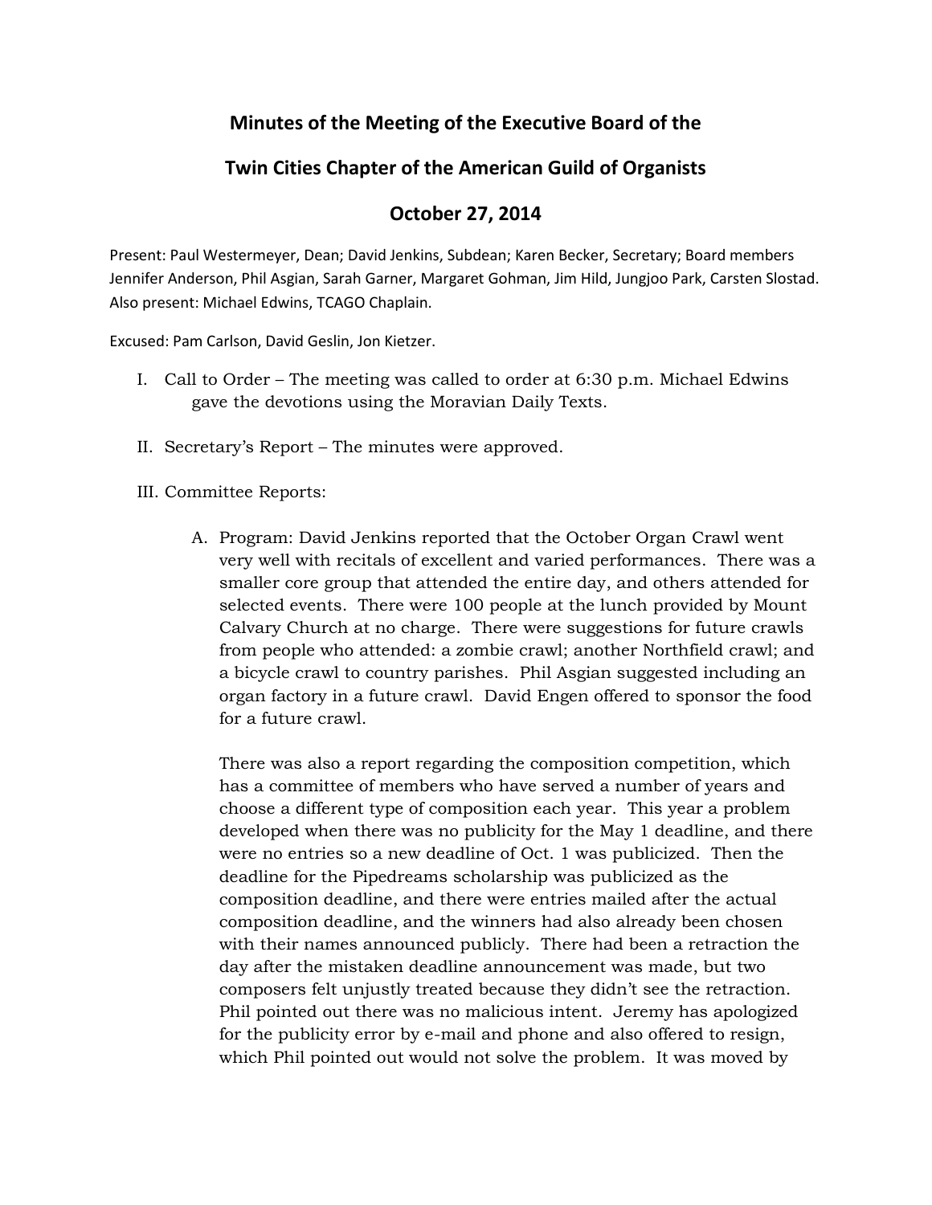# Minutes of the Meeting of the Executive Board of the

# Twin Cities Chapter of the American Guild of Organists

# October 27, 2014

Present: Paul Westermeyer, Dean; David Jenkins, Subdean; Karen Becker, Secretary; Board members Jennifer Anderson, Phil Asgian, Sarah Garner, Margaret Gohman, Jim Hild, Jungjoo Park, Carsten Slostad. Also present: Michael Edwins, TCAGO Chaplain.

Excused: Pam Carlson, David Geslin, Jon Kietzer.

I. Call to Order – The meeting was called to order at 6:30 p.m. Michael Edwins gave the devotions using the Moravian Daily Texts.

II. Secretary's Report – The minutes were approved.

III. Committee Reports:

A. Program: David Jenkins reported that the October Organ Crawl went very well with recitals of excellent and varied performances. There was a smaller core group that attended the entire day, and others attended for selected events. There were 100 people at the lunch provided by Mount Calvary Church at no charge. There were suggestions for future crawls from people who attended: a zombie crawl; another Northfield crawl; and a bicycle crawl to country parishes. Phil Asgian suggested including an organ factory in a future crawl. David Engen offered to sponsor the food for a future crawl.

There was also a report regarding the composition competition, which has a committee of members who have served a number of years and choose a different type of composition each year. This year a problem developed when there was no publicity for the May 1 deadline, and there were no entries so a new deadline of Oct. 1 was publicized. Then the deadline for the Pipedreams scholarship was publicized as the composition deadline, and there were entries mailed after the actual composition deadline, and the winners had also already been chosen with their names announced publicly. There had been a retraction the day after the mistaken deadline announcement was made, but two composers felt unjustly treated because they didn't see the retraction. Phil pointed out there was no malicious intent. Jeremy has apologized for the publicity error by e-mail and phone and also offered to resign, which Phil pointed out would not solve the problem. It was moved by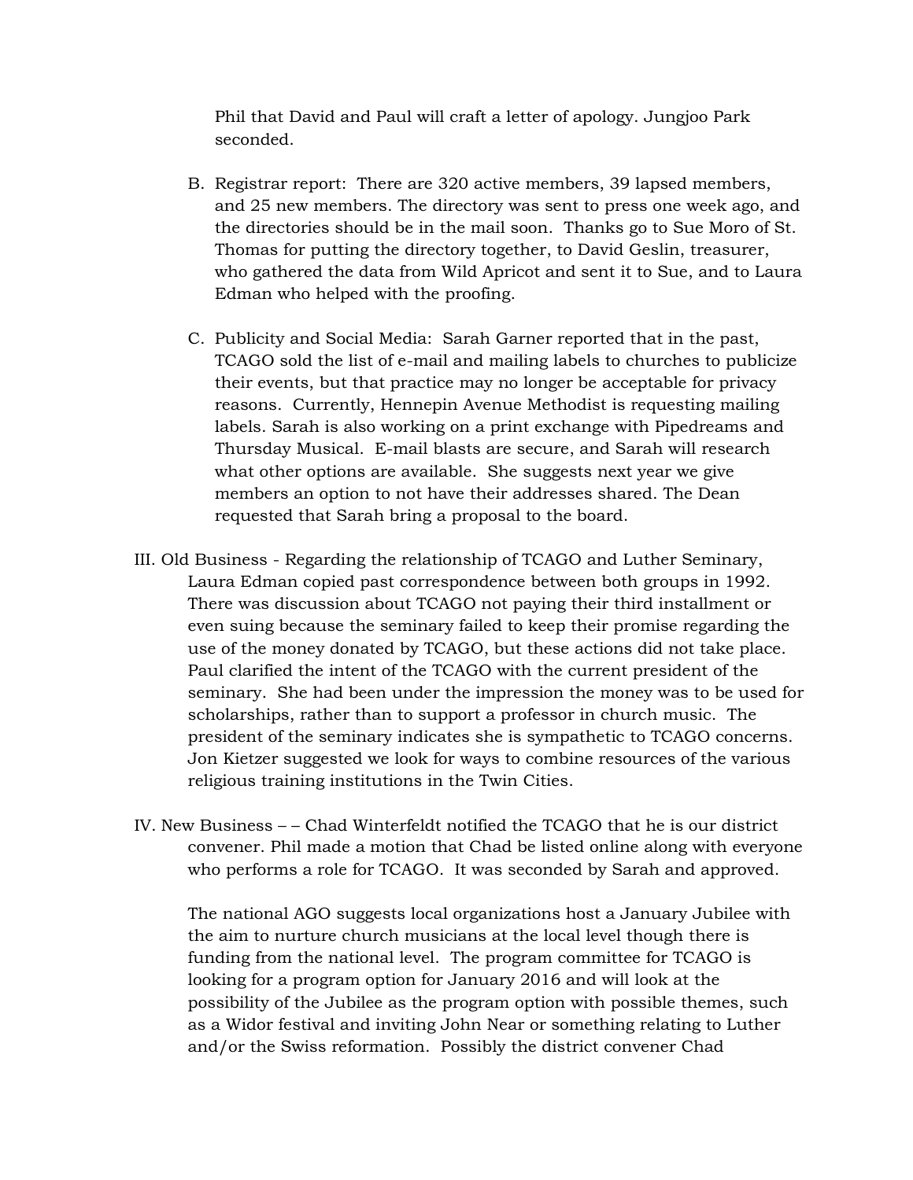Phil that David and Paul will craft a letter of apology. Jungjoo Park seconded.

B. Registrar report: There are 320 active members, 39 lapsed members, and 25 new members. The directory was sent to press one week ago, and the directories should be in the mail soon. Thanks go to Sue Moro of St. Thomas for putting the directory together, to David Geslin, treasurer, who gathered the data from Wild Apricot and sent it to Sue, and to Laura Edman who helped with the proofing.

C. Publicity and Social Media: Sarah Garner reported that in the past, TCAGO sold the list of e-mail and mailing labels to churches to publicize their events, but that practice may no longer be acceptable for privacy reasons. Currently, Hennepin Avenue Methodist is requesting mailing labels. Sarah is also working on a print exchange with Pipedreams and Thursday Musical. E-mail blasts are secure, and Sarah will research what other options are available. She suggests next year we give members an option to not have their addresses shared. The Dean requested that Sarah bring a proposal to the board.

III. Old Business - Regarding the relationship of TCAGO and Luther Seminary, Laura Edman copied past correspondence between both groups in 1992. There was discussion about TCAGO not paying their third installment or even suing because the seminary failed to keep their promise regarding the use of the money donated by TCAGO, but these actions did not take place. Paul clarified the intent of the TCAGO with the current president of the seminary. She had been under the impression the money was to be used for scholarships, rather than to support a professor in church music. The president of the seminary indicates she is sympathetic to TCAGO concerns. Jon Kietzer suggested we look for ways to combine resources of the various religious training institutions in the Twin Cities.

IV. New Business – – Chad Winterfeldt notified the TCAGO that he is our district convener. Phil made a motion that Chad be listed online along with everyone who performs a role for TCAGO. It was seconded by Sarah and approved.

The national AGO suggests local organizations host a January Jubilee with the aim to nurture church musicians at the local level though there is funding from the national level. The program committee for TCAGO is looking for a program option for January 2016 and will look at the possibility of the Jubilee as the program option with possible themes, such as a Widor festival and inviting John Near or something relating to Luther and/or the Swiss reformation. Possibly the district convener Chad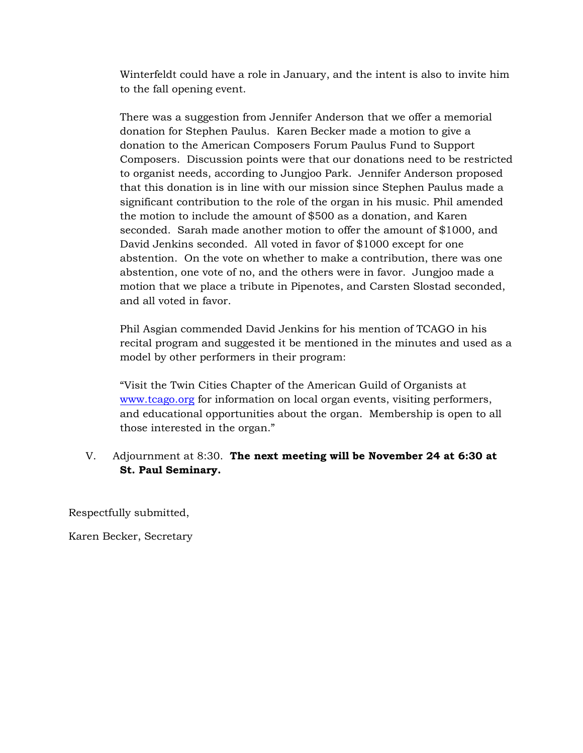Winterfeldt could have a role in January, and the intent is also to invite him to the fall opening event.

There was a suggestion from Jennifer Anderson that we offer a memorial donation for Stephen Paulus. Karen Becker made a motion to give a donation to the American Composers Forum Paulus Fund to Support Composers. Discussion points were that our donations need to be restricted to organist needs, according to Jungjoo Park. Jennifer Anderson proposed that this donation is in line with our mission since Stephen Paulus made a significant contribution to the role of the organ in his music. Phil amended the motion to include the amount of $500 as a donation, and Karen seconded. Sarah made another motion to offer the amount of $1000, and David Jenkins seconded. All voted in favor of $1000 except for one abstention. On the vote on whether to make a contribution, there was one abstention, one vote of no, and the others were in favor. Jungjoo made a motion that we place a tribute in Pipenotes, and Carsten Slostad seconded, and all voted in favor.

Phil Asgian commended David Jenkins for his mention of TCAGO in his recital program and suggested it be mentioned in the minutes and used as a model by other performers in their program:

"Visit the Twin Cities Chapter of the American Guild of Organists at [www.tcago.org](http://www.tcago.org) for information on local organ events, visiting performers, and educational opportunities about the organ. Membership is open to all those interested in the organ."

V. Adjournment at 8:30. **The next meeting will be November 24 at 6:30 at St. Paul Seminary.**

Respectfully submitted,

Karen Becker, Secretary